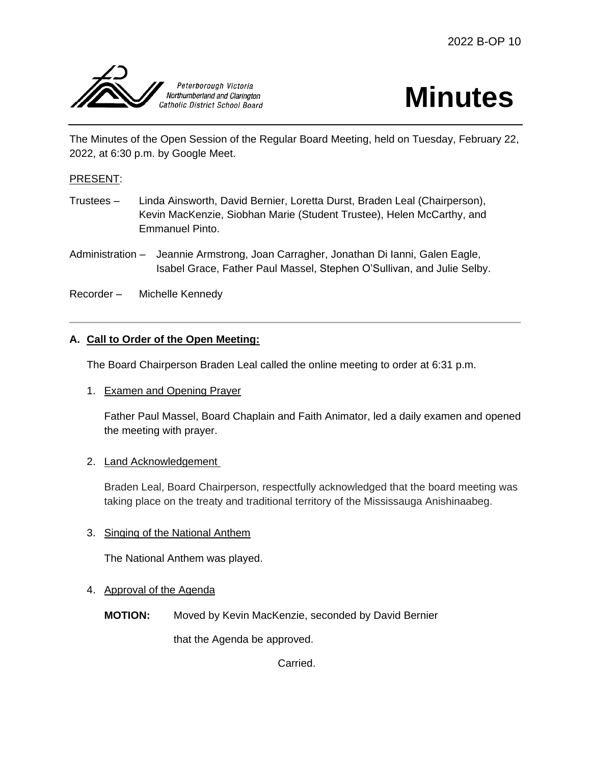2022 B-OP 10

Peterborough Victoria Northumberland and Clarington Catholic District School Board

# Minutes

The Minutes of the Open Session of the Regular Board Meeting, held on Tuesday, February 22, 2022, at 6:30 p.m. by Google Meet.

PRESENT:

Trustees – Linda Ainsworth, David Bernier, Loretta Durst, Braden Leal (Chairperson), Kevin MacKenzie, Siobhan Marie (Student Trustee), Helen McCarthy, and Emmanuel Pinto.

Administration – Jeannie Armstrong, Joan Carragher, Jonathan Di Ianni, Galen Eagle, Isabel Grace, Father Paul Massel, Stephen O'Sullivan, and Julie Selby.

Recorder – Michelle Kennedy

---

**A. Call to Order of the Open Meeting:**

The Board Chairperson Braden Leal called the online meeting to order at 6:31 p.m.

1. Examen and Opening Prayer

   Father Paul Massel, Board Chaplain and Faith Animator, led a daily examen and opened the meeting with prayer.

2. Land Acknowledgement

   Braden Leal, Board Chairperson, respectfully acknowledged that the board meeting was taking place on the treaty and traditional territory of the Mississauga Anishinaabeg.

3. Singing of the National Anthem

   The National Anthem was played.

4. Approval of the Agenda

   **MOTION:** Moved by Kevin MacKenzie, seconded by David Bernier

   that the Agenda be approved.

   Carried.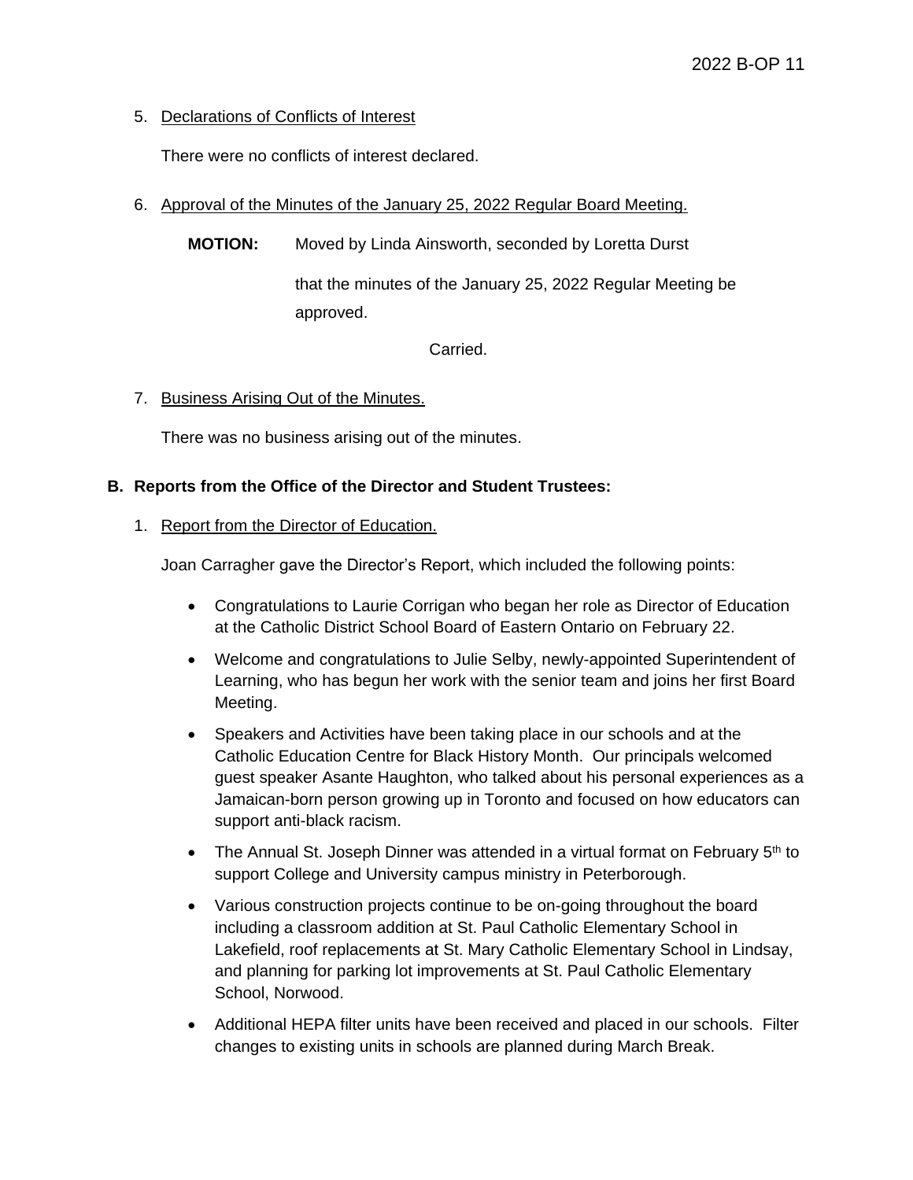5. Declarations of Conflicts of Interest

   There were no conflicts of interest declared.

6. Approval of the Minutes of the January 25, 2022 Regular Board Meeting.

   **MOTION:** Moved by Linda Ainsworth, seconded by Loretta Durst

   that the minutes of the January 25, 2022 Regular Meeting be approved.

   Carried.

7. Business Arising Out of the Minutes.

   There was no business arising out of the minutes.

## B. Reports from the Office of the Director and Student Trustees:

1. Report from the Director of Education.

   Joan Carragher gave the Director's Report, which included the following points:

   - Congratulations to Laurie Corrigan who began her role as Director of Education at the Catholic District School Board of Eastern Ontario on February 22.
   - Welcome and congratulations to Julie Selby, newly-appointed Superintendent of Learning, who has begun her work with the senior team and joins her first Board Meeting.
   - Speakers and Activities have been taking place in our schools and at the Catholic Education Centre for Black History Month. Our principals welcomed guest speaker Asante Haughton, who talked about his personal experiences as a Jamaican-born person growing up in Toronto and focused on how educators can support anti-black racism.
   - The Annual St. Joseph Dinner was attended in a virtual format on February 5th to support College and University campus ministry in Peterborough.
   - Various construction projects continue to be on-going throughout the board including a classroom addition at St. Paul Catholic Elementary School in Lakefield, roof replacements at St. Mary Catholic Elementary School in Lindsay, and planning for parking lot improvements at St. Paul Catholic Elementary School, Norwood.
   - Additional HEPA filter units have been received and placed in our schools. Filter changes to existing units in schools are planned during March Break.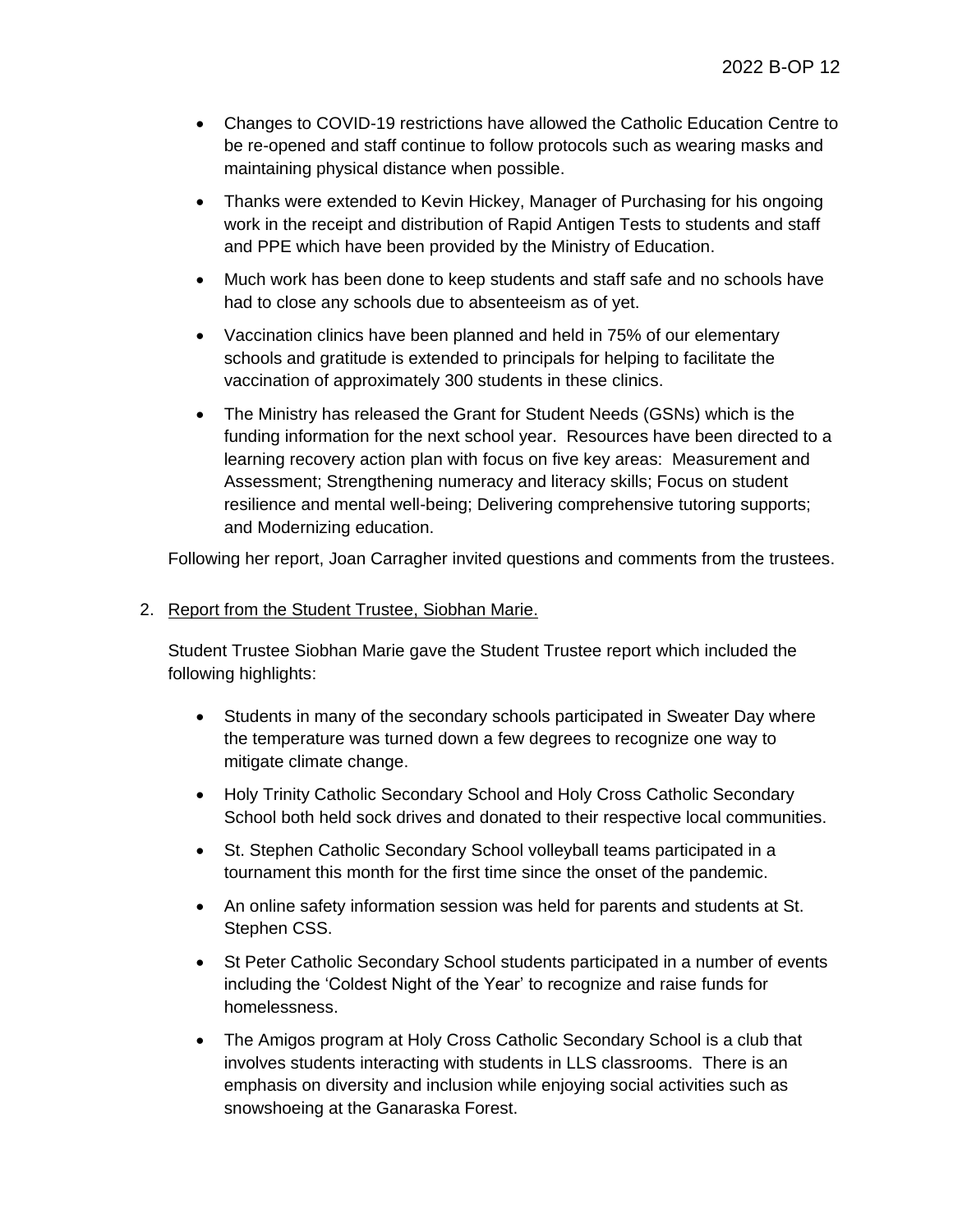- Changes to COVID-19 restrictions have allowed the Catholic Education Centre to be re-opened and staff continue to follow protocols such as wearing masks and maintaining physical distance when possible.
- Thanks were extended to Kevin Hickey, Manager of Purchasing for his ongoing work in the receipt and distribution of Rapid Antigen Tests to students and staff and PPE which have been provided by the Ministry of Education.
- Much work has been done to keep students and staff safe and no schools have had to close any schools due to absenteeism as of yet.
- Vaccination clinics have been planned and held in 75% of our elementary schools and gratitude is extended to principals for helping to facilitate the vaccination of approximately 300 students in these clinics.
- The Ministry has released the Grant for Student Needs (GSNs) which is the funding information for the next school year. Resources have been directed to a learning recovery action plan with focus on five key areas: Measurement and Assessment; Strengthening numeracy and literacy skills; Focus on student resilience and mental well-being; Delivering comprehensive tutoring supports; and Modernizing education.

Following her report, Joan Carragher invited questions and comments from the trustees.

2. Report from the Student Trustee, Siobhan Marie.

Student Trustee Siobhan Marie gave the Student Trustee report which included the following highlights:

- Students in many of the secondary schools participated in Sweater Day where the temperature was turned down a few degrees to recognize one way to mitigate climate change.
- Holy Trinity Catholic Secondary School and Holy Cross Catholic Secondary School both held sock drives and donated to their respective local communities.
- St. Stephen Catholic Secondary School volleyball teams participated in a tournament this month for the first time since the onset of the pandemic.
- An online safety information session was held for parents and students at St. Stephen CSS.
- St Peter Catholic Secondary School students participated in a number of events including the 'Coldest Night of the Year' to recognize and raise funds for homelessness.
- The Amigos program at Holy Cross Catholic Secondary School is a club that involves students interacting with students in LLS classrooms. There is an emphasis on diversity and inclusion while enjoying social activities such as snowshoeing at the Ganaraska Forest.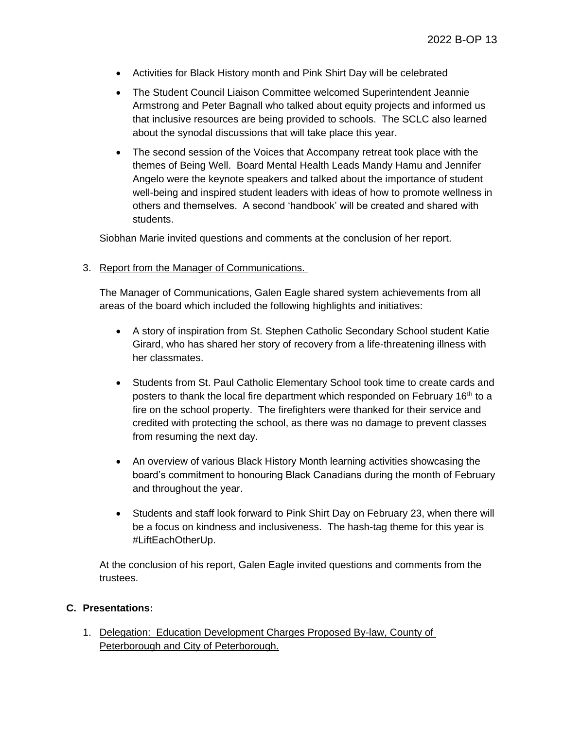- Activities for Black History month and Pink Shirt Day will be celebrated
- The Student Council Liaison Committee welcomed Superintendent Jeannie Armstrong and Peter Bagnall who talked about equity projects and informed us that inclusive resources are being provided to schools. The SCLC also learned about the synodal discussions that will take place this year.
- The second session of the Voices that Accompany retreat took place with the themes of Being Well. Board Mental Health Leads Mandy Hamu and Jennifer Angelo were the keynote speakers and talked about the importance of student well-being and inspired student leaders with ideas of how to promote wellness in others and themselves. A second 'handbook' will be created and shared with students.

Siobhan Marie invited questions and comments at the conclusion of her report.

3. Report from the Manager of Communications.

The Manager of Communications, Galen Eagle shared system achievements from all areas of the board which included the following highlights and initiatives:

- A story of inspiration from St. Stephen Catholic Secondary School student Katie Girard, who has shared her story of recovery from a life-threatening illness with her classmates.
- Students from St. Paul Catholic Elementary School took time to create cards and posters to thank the local fire department which responded on February 16th to a fire on the school property. The firefighters were thanked for their service and credited with protecting the school, as there was no damage to prevent classes from resuming the next day.
- An overview of various Black History Month learning activities showcasing the board's commitment to honouring Black Canadians during the month of February and throughout the year.
- Students and staff look forward to Pink Shirt Day on February 23, when there will be a focus on kindness and inclusiveness. The hash-tag theme for this year is #LiftEachOtherUp.

At the conclusion of his report, Galen Eagle invited questions and comments from the trustees.

## C. Presentations:

1. Delegation: Education Development Charges Proposed By-law, County of Peterborough and City of Peterborough.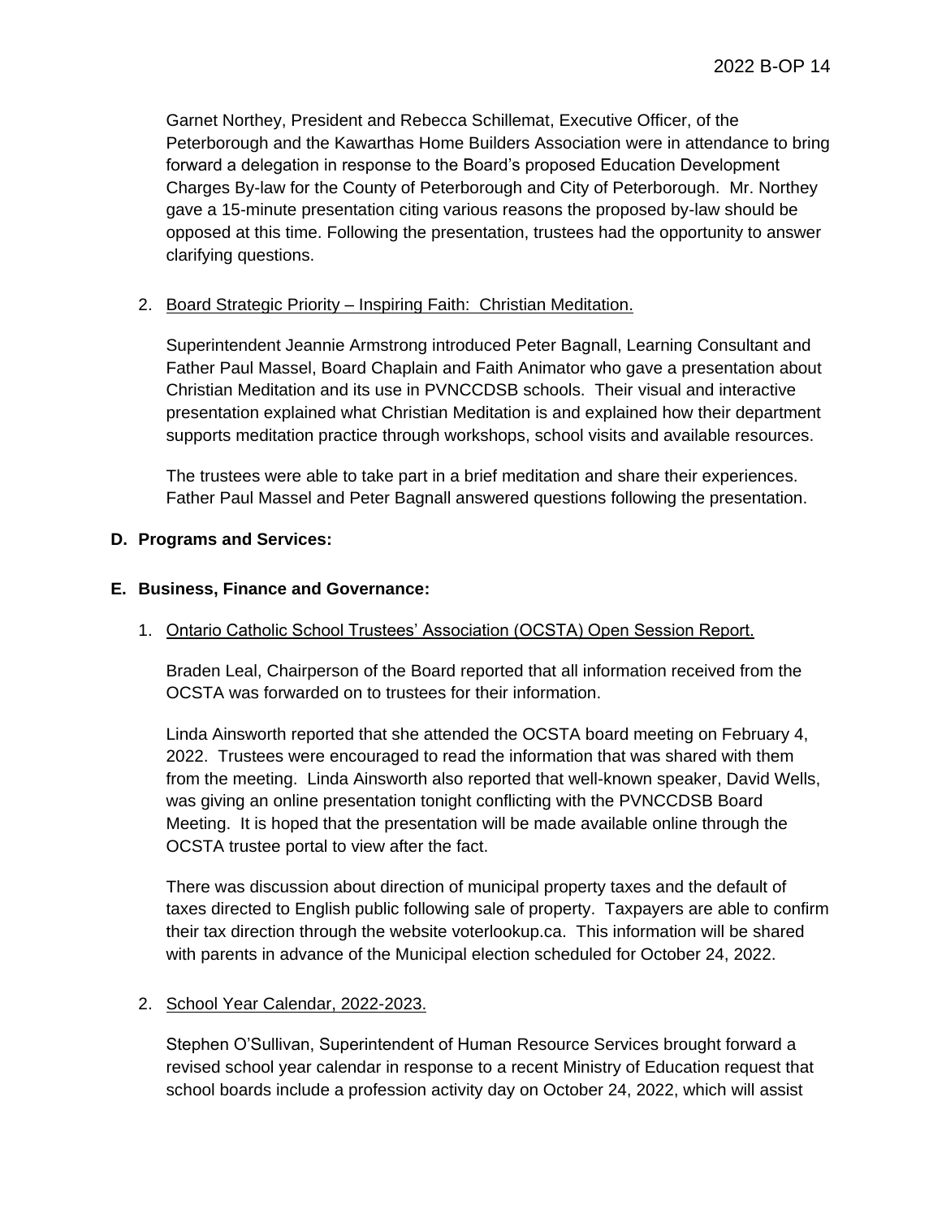Garnet Northey, President and Rebecca Schillemat, Executive Officer, of the Peterborough and the Kawarthas Home Builders Association were in attendance to bring forward a delegation in response to the Board's proposed Education Development Charges By-law for the County of Peterborough and City of Peterborough. Mr. Northey gave a 15-minute presentation citing various reasons the proposed by-law should be opposed at this time. Following the presentation, trustees had the opportunity to answer clarifying questions.

2. Board Strategic Priority – Inspiring Faith: Christian Meditation.

   Superintendent Jeannie Armstrong introduced Peter Bagnall, Learning Consultant and Father Paul Massel, Board Chaplain and Faith Animator who gave a presentation about Christian Meditation and its use in PVNCCDSB schools. Their visual and interactive presentation explained what Christian Meditation is and explained how their department supports meditation practice through workshops, school visits and available resources.

   The trustees were able to take part in a brief meditation and share their experiences. Father Paul Massel and Peter Bagnall answered questions following the presentation.

**D. Programs and Services:**

**E. Business, Finance and Governance:**

1. Ontario Catholic School Trustees' Association (OCSTA) Open Session Report.

   Braden Leal, Chairperson of the Board reported that all information received from the OCSTA was forwarded on to trustees for their information.

   Linda Ainsworth reported that she attended the OCSTA board meeting on February 4, 2022. Trustees were encouraged to read the information that was shared with them from the meeting. Linda Ainsworth also reported that well-known speaker, David Wells, was giving an online presentation tonight conflicting with the PVNCCDSB Board Meeting. It is hoped that the presentation will be made available online through the OCSTA trustee portal to view after the fact.

   There was discussion about direction of municipal property taxes and the default of taxes directed to English public following sale of property. Taxpayers are able to confirm their tax direction through the website voterlookup.ca. This information will be shared with parents in advance of the Municipal election scheduled for October 24, 2022.

2. School Year Calendar, 2022-2023.

   Stephen O'Sullivan, Superintendent of Human Resource Services brought forward a revised school year calendar in response to a recent Ministry of Education request that school boards include a profession activity day on October 24, 2022, which will assist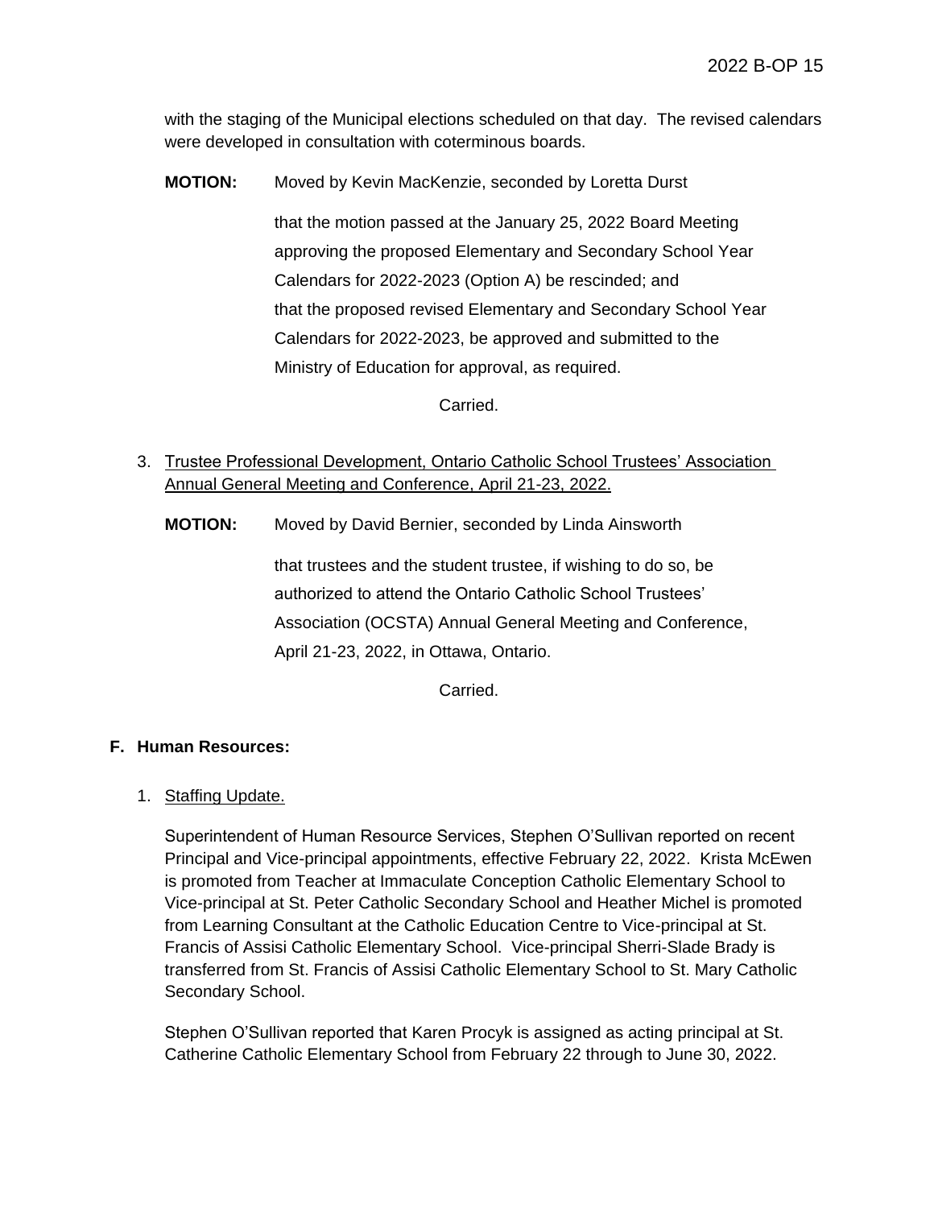with the staging of the Municipal elections scheduled on that day. The revised calendars were developed in consultation with coterminous boards.

**MOTION:** Moved by Kevin MacKenzie, seconded by Loretta Durst

that the motion passed at the January 25, 2022 Board Meeting approving the proposed Elementary and Secondary School Year Calendars for 2022-2023 (Option A) be rescinded; and that the proposed revised Elementary and Secondary School Year Calendars for 2022-2023, be approved and submitted to the Ministry of Education for approval, as required.

Carried.

3. Trustee Professional Development, Ontario Catholic School Trustees' Association Annual General Meeting and Conference, April 21-23, 2022.

**MOTION:** Moved by David Bernier, seconded by Linda Ainsworth

that trustees and the student trustee, if wishing to do so, be authorized to attend the Ontario Catholic School Trustees' Association (OCSTA) Annual General Meeting and Conference, April 21-23, 2022, in Ottawa, Ontario.

Carried.

## F. Human Resources:

1. Staffing Update.

Superintendent of Human Resource Services, Stephen O'Sullivan reported on recent Principal and Vice-principal appointments, effective February 22, 2022. Krista McEwen is promoted from Teacher at Immaculate Conception Catholic Elementary School to Vice-principal at St. Peter Catholic Secondary School and Heather Michel is promoted from Learning Consultant at the Catholic Education Centre to Vice-principal at St. Francis of Assisi Catholic Elementary School. Vice-principal Sherri-Slade Brady is transferred from St. Francis of Assisi Catholic Elementary School to St. Mary Catholic Secondary School.

Stephen O'Sullivan reported that Karen Procyk is assigned as acting principal at St. Catherine Catholic Elementary School from February 22 through to June 30, 2022.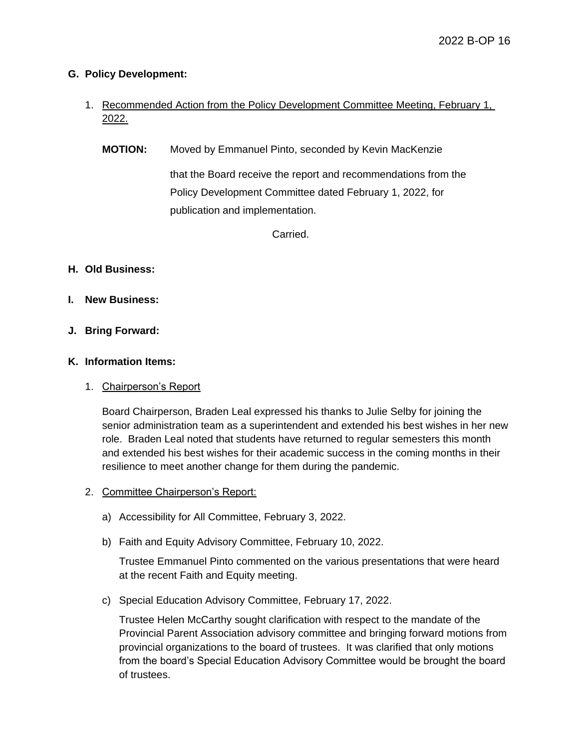## G. Policy Development:

1. Recommended Action from the Policy Development Committee Meeting, February 1, 2022.

   **MOTION:** Moved by Emmanuel Pinto, seconded by Kevin MacKenzie

   that the Board receive the report and recommendations from the Policy Development Committee dated February 1, 2022, for publication and implementation.

   Carried.

## H. Old Business:

## I. New Business:

## J. Bring Forward:

## K. Information Items:

1. Chairperson's Report

   Board Chairperson, Braden Leal expressed his thanks to Julie Selby for joining the senior administration team as a superintendent and extended his best wishes in her new role. Braden Leal noted that students have returned to regular semesters this month and extended his best wishes for their academic success in the coming months in their resilience to meet another change for them during the pandemic.

2. Committee Chairperson's Report:

   a) Accessibility for All Committee, February 3, 2022.

   b) Faith and Equity Advisory Committee, February 10, 2022.

      Trustee Emmanuel Pinto commented on the various presentations that were heard at the recent Faith and Equity meeting.

   c) Special Education Advisory Committee, February 17, 2022.

      Trustee Helen McCarthy sought clarification with respect to the mandate of the Provincial Parent Association advisory committee and bringing forward motions from provincial organizations to the board of trustees. It was clarified that only motions from the board's Special Education Advisory Committee would be brought the board of trustees.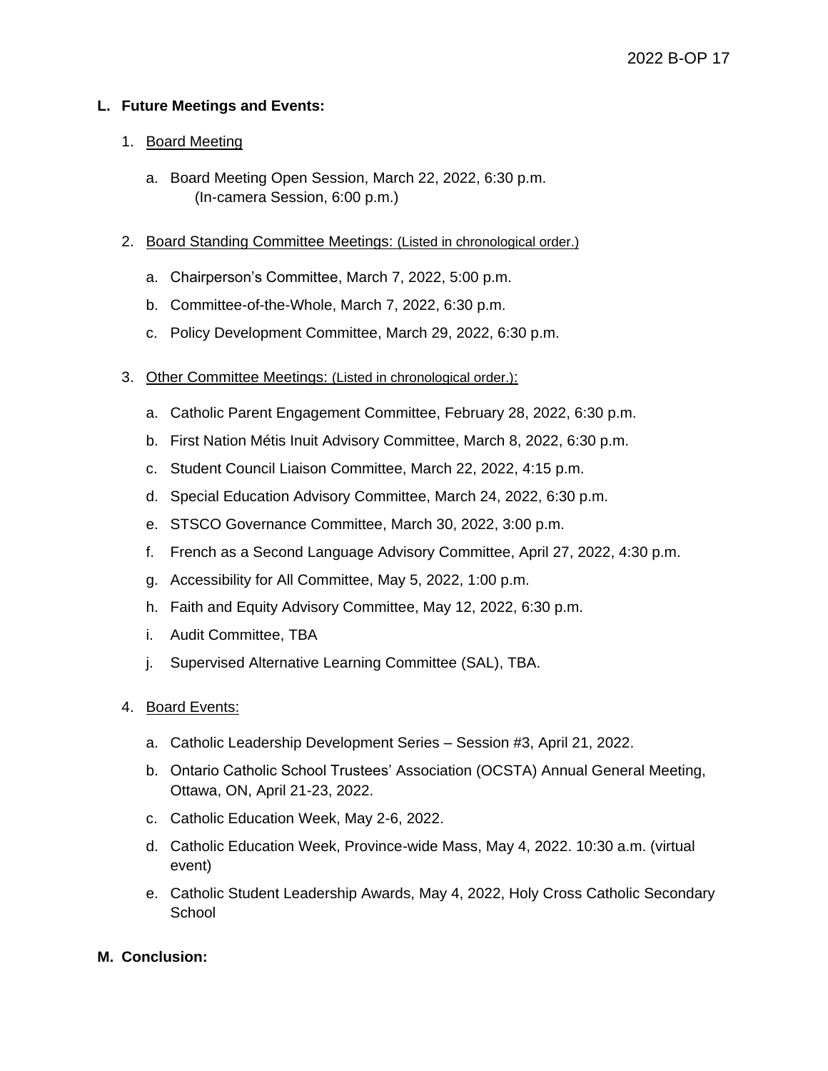**L. Future Meetings and Events:**

1. Board Meeting

   a. Board Meeting Open Session, March 22, 2022, 6:30 p.m.
      (In-camera Session, 6:00 p.m.)

2. Board Standing Committee Meetings: (Listed in chronological order.)

   a. Chairperson's Committee, March 7, 2022, 5:00 p.m.
   b. Committee-of-the-Whole, March 7, 2022, 6:30 p.m.
   c. Policy Development Committee, March 29, 2022, 6:30 p.m.

3. Other Committee Meetings: (Listed in chronological order.):

   a. Catholic Parent Engagement Committee, February 28, 2022, 6:30 p.m.
   b. First Nation Métis Inuit Advisory Committee, March 8, 2022, 6:30 p.m.
   c. Student Council Liaison Committee, March 22, 2022, 4:15 p.m.
   d. Special Education Advisory Committee, March 24, 2022, 6:30 p.m.
   e. STSCO Governance Committee, March 30, 2022, 3:00 p.m.
   f. French as a Second Language Advisory Committee, April 27, 2022, 4:30 p.m.
   g. Accessibility for All Committee, May 5, 2022, 1:00 p.m.
   h. Faith and Equity Advisory Committee, May 12, 2022, 6:30 p.m.
   i. Audit Committee, TBA
   j. Supervised Alternative Learning Committee (SAL), TBA.

4. Board Events:

   a. Catholic Leadership Development Series – Session #3, April 21, 2022.
   b. Ontario Catholic School Trustees' Association (OCSTA) Annual General Meeting, Ottawa, ON, April 21-23, 2022.
   c. Catholic Education Week, May 2-6, 2022.
   d. Catholic Education Week, Province-wide Mass, May 4, 2022. 10:30 a.m. (virtual event)
   e. Catholic Student Leadership Awards, May 4, 2022, Holy Cross Catholic Secondary School

**M. Conclusion:**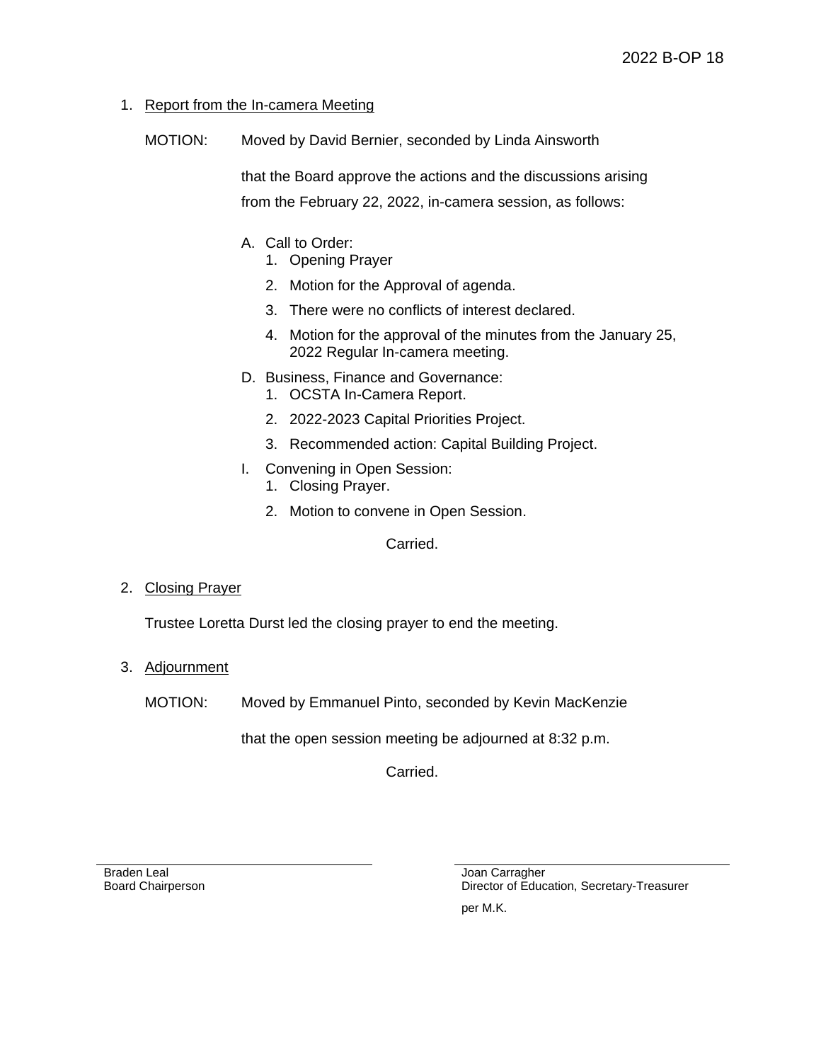1. Report from the In-camera Meeting

MOTION: Moved by David Bernier, seconded by Linda Ainsworth

that the Board approve the actions and the discussions arising from the February 22, 2022, in-camera session, as follows:

A. Call to Order:
   1. Opening Prayer
   2. Motion for the Approval of agenda.
   3. There were no conflicts of interest declared.
   4. Motion for the approval of the minutes from the January 25, 2022 Regular In-camera meeting.

D. Business, Finance and Governance:
   1. OCSTA In-Camera Report.
   2. 2022-2023 Capital Priorities Project.
   3. Recommended action: Capital Building Project.

I. Convening in Open Session:
   1. Closing Prayer.
   2. Motion to convene in Open Session.

Carried.

2. Closing Prayer

Trustee Loretta Durst led the closing prayer to end the meeting.

3. Adjournment

MOTION: Moved by Emmanuel Pinto, seconded by Kevin MacKenzie

that the open session meeting be adjourned at 8:32 p.m.

Carried.

Braden Leal
Board Chairperson

Joan Carragher
Director of Education, Secretary-Treasurer

per M.K.